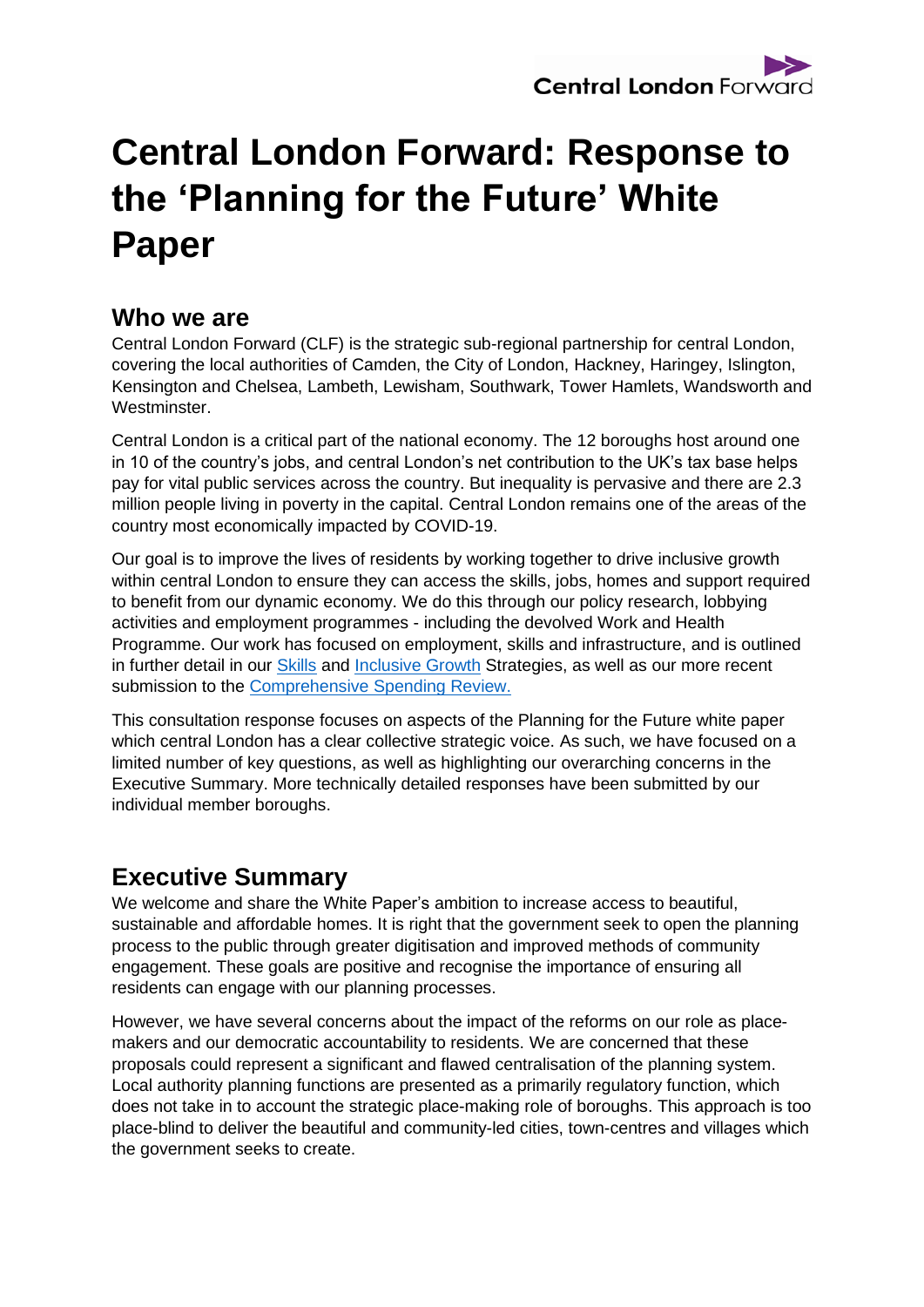# Central London Forward: Response to the 'Planning for the Future' White Paper

## Who we are

Central London Forward (CLF) is the strategic sub-regional partnership for central London, covering the local authorities of Camden, the City of London, Hackney, Haringey, Islington, Kensington and Chelsea, Lambeth, Lewisham, Southwark, Tower Hamlets, Wandsworth and Westminster.

Central London is a critical part of the national economy. The 12 boroughs host around one in 10 of the country's jobs, and central London's net contribution to the UK's tax base helps pay for vital public services across the country. But inequality is pervasive and there are 2.3 million people living in poverty in the capital. Central London remains one of the areas of the country most economically impacted by COVID-19.

Our goal is to improve the lives of residents by working together to drive inclusive growth within central London to ensure they can access the skills, jobs, homes and support required to benefit from our dynamic economy. We do this through our policy research, lobbying activities and employment programmes - including the devolved Work and Health Programme. Our work has focused on employment, skills and infrastructure, and is outlined in further detail in our Skills and Inclusive Growth Strategies, as well as our more recent submission to the Comprehensive Spending Review.

This consultation response focuses on aspects of the Planning for the Future white paper which central London has a clear collective strategic voice. As such, we have focused on a limited number of key questions, as well as highlighting our overarching concerns in the Executive Summary. More technically detailed responses have been submitted by our individual member boroughs.

## Executive Summary

We welcome and share the White Paper's ambition to increase access to beautiful, sustainable and affordable homes. It is right that the government seek to open the planning process to the public through greater digitisation and improved methods of community engagement. These goals are positive and recognise the importance of ensuring all residents can engage with our planning processes.

However, we have several concerns about the impact of the reforms on our role as place-makers and our democratic accountability to residents. We are concerned that these proposals could represent a significant and flawed centralisation of the planning system. Local authority planning functions are presented as a primarily regulatory function, which does not take in to account the strategic place-making role of boroughs. This approach is too place-blind to deliver the beautiful and community-led cities, town-centres and villages which the government seeks to create.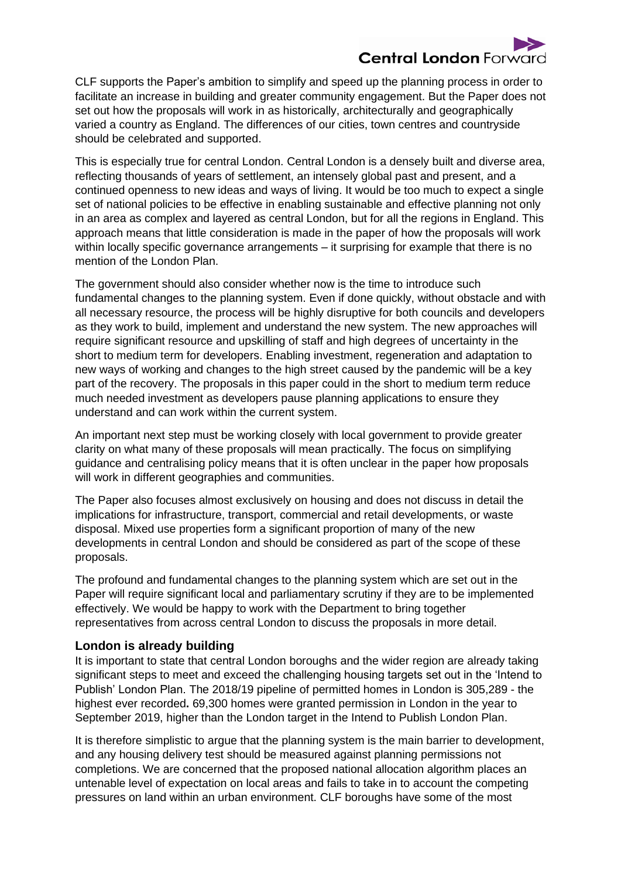CLF supports the Paper's ambition to simplify and speed up the planning process in order to facilitate an increase in building and greater community engagement. But the Paper does not set out how the proposals will work in as historically, architecturally and geographically varied a country as England. The differences of our cities, town centres and countryside should be celebrated and supported.

This is especially true for central London. Central London is a densely built and diverse area, reflecting thousands of years of settlement, an intensely global past and present, and a continued openness to new ideas and ways of living. It would be too much to expect a single set of national policies to be effective in enabling sustainable and effective planning not only in an area as complex and layered as central London, but for all the regions in England. This approach means that little consideration is made in the paper of how the proposals will work within locally specific governance arrangements – it surprising for example that there is no mention of the London Plan.

The government should also consider whether now is the time to introduce such fundamental changes to the planning system. Even if done quickly, without obstacle and with all necessary resource, the process will be highly disruptive for both councils and developers as they work to build, implement and understand the new system. The new approaches will require significant resource and upskilling of staff and high degrees of uncertainty in the short to medium term for developers. Enabling investment, regeneration and adaptation to new ways of working and changes to the high street caused by the pandemic will be a key part of the recovery. The proposals in this paper could in the short to medium term reduce much needed investment as developers pause planning applications to ensure they understand and can work within the current system.

An important next step must be working closely with local government to provide greater clarity on what many of these proposals will mean practically. The focus on simplifying guidance and centralising policy means that it is often unclear in the paper how proposals will work in different geographies and communities.

The Paper also focuses almost exclusively on housing and does not discuss in detail the implications for infrastructure, transport, commercial and retail developments, or waste disposal. Mixed use properties form a significant proportion of many of the new developments in central London and should be considered as part of the scope of these proposals.

The profound and fundamental changes to the planning system which are set out in the Paper will require significant local and parliamentary scrutiny if they are to be implemented effectively. We would be happy to work with the Department to bring together representatives from across central London to discuss the proposals in more detail.

## London is already building

It is important to state that central London boroughs and the wider region are already taking significant steps to meet and exceed the challenging housing targets set out in the 'Intend to Publish' London Plan. The 2018/19 pipeline of permitted homes in London is 305,289 - the highest ever recorded**.** 69,300 homes were granted permission in London in the year to September 2019, higher than the London target in the Intend to Publish London Plan.

It is therefore simplistic to argue that the planning system is the main barrier to development, and any housing delivery test should be measured against planning permissions not completions. We are concerned that the proposed national allocation algorithm places an untenable level of expectation on local areas and fails to take in to account the competing pressures on land within an urban environment. CLF boroughs have some of the most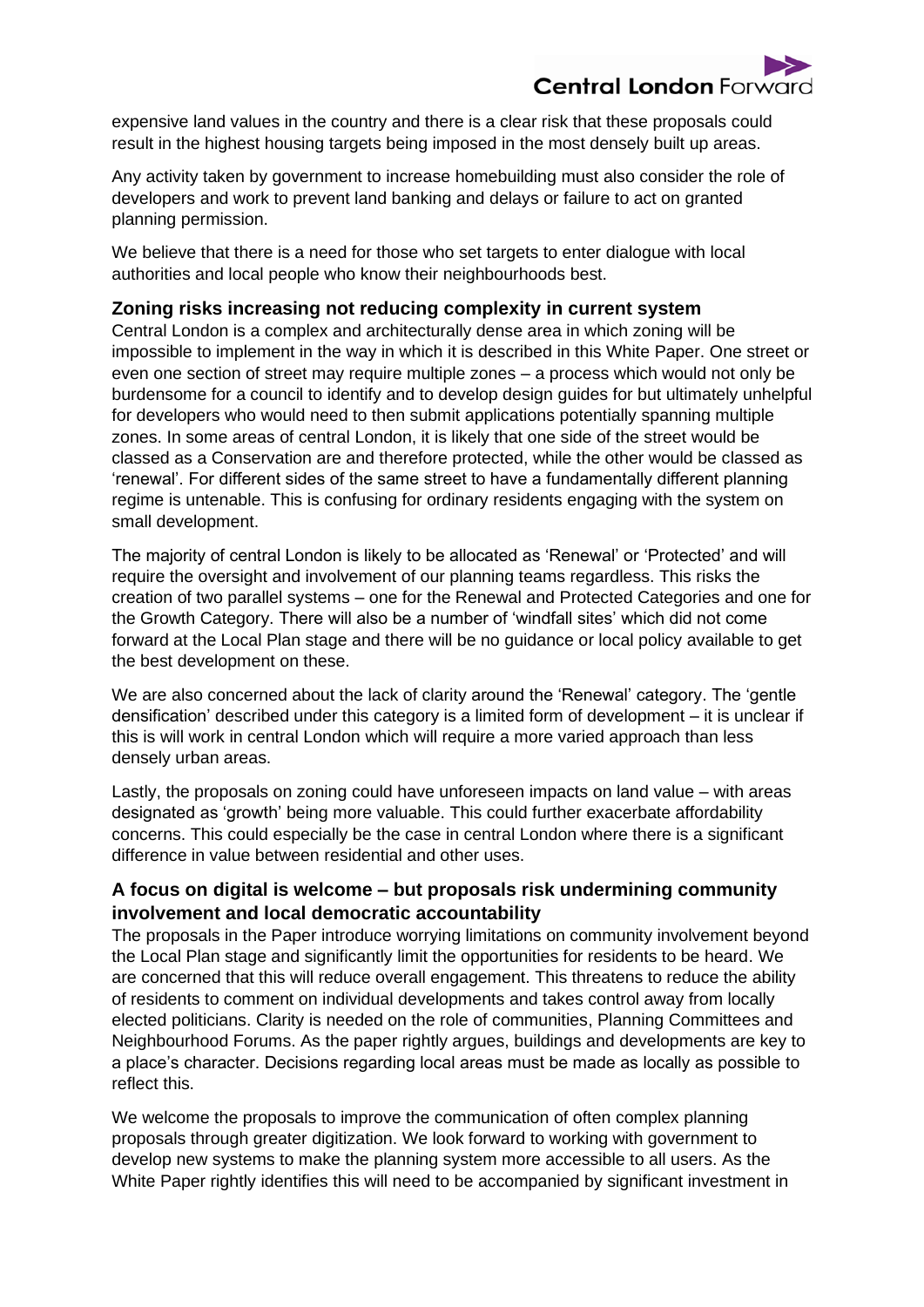expensive land values in the country and there is a clear risk that these proposals could result in the highest housing targets being imposed in the most densely built up areas.

Any activity taken by government to increase homebuilding must also consider the role of developers and work to prevent land banking and delays or failure to act on granted planning permission.

We believe that there is a need for those who set targets to enter dialogue with local authorities and local people who know their neighbourhoods best.

### Zoning risks increasing not reducing complexity in current system

Central London is a complex and architecturally dense area in which zoning will be impossible to implement in the way in which it is described in this White Paper. One street or even one section of street may require multiple zones – a process which would not only be burdensome for a council to identify and to develop design guides for but ultimately unhelpful for developers who would need to then submit applications potentially spanning multiple zones. In some areas of central London, it is likely that one side of the street would be classed as a Conservation are and therefore protected, while the other would be classed as 'renewal'. For different sides of the same street to have a fundamentally different planning regime is untenable. This is confusing for ordinary residents engaging with the system on small development.

The majority of central London is likely to be allocated as 'Renewal' or 'Protected' and will require the oversight and involvement of our planning teams regardless. This risks the creation of two parallel systems – one for the Renewal and Protected Categories and one for the Growth Category. There will also be a number of 'windfall sites' which did not come forward at the Local Plan stage and there will be no guidance or local policy available to get the best development on these.

We are also concerned about the lack of clarity around the 'Renewal' category. The 'gentle densification' described under this category is a limited form of development – it is unclear if this is will work in central London which will require a more varied approach than less densely urban areas.

Lastly, the proposals on zoning could have unforeseen impacts on land value – with areas designated as 'growth' being more valuable. This could further exacerbate affordability concerns. This could especially be the case in central London where there is a significant difference in value between residential and other uses.

### A focus on digital is welcome – but proposals risk undermining community involvement and local democratic accountability

The proposals in the Paper introduce worrying limitations on community involvement beyond the Local Plan stage and significantly limit the opportunities for residents to be heard. We are concerned that this will reduce overall engagement. This threatens to reduce the ability of residents to comment on individual developments and takes control away from locally elected politicians. Clarity is needed on the role of communities, Planning Committees and Neighbourhood Forums. As the paper rightly argues, buildings and developments are key to a place's character. Decisions regarding local areas must be made as locally as possible to reflect this.

We welcome the proposals to improve the communication of often complex planning proposals through greater digitization. We look forward to working with government to develop new systems to make the planning system more accessible to all users. As the White Paper rightly identifies this will need to be accompanied by significant investment in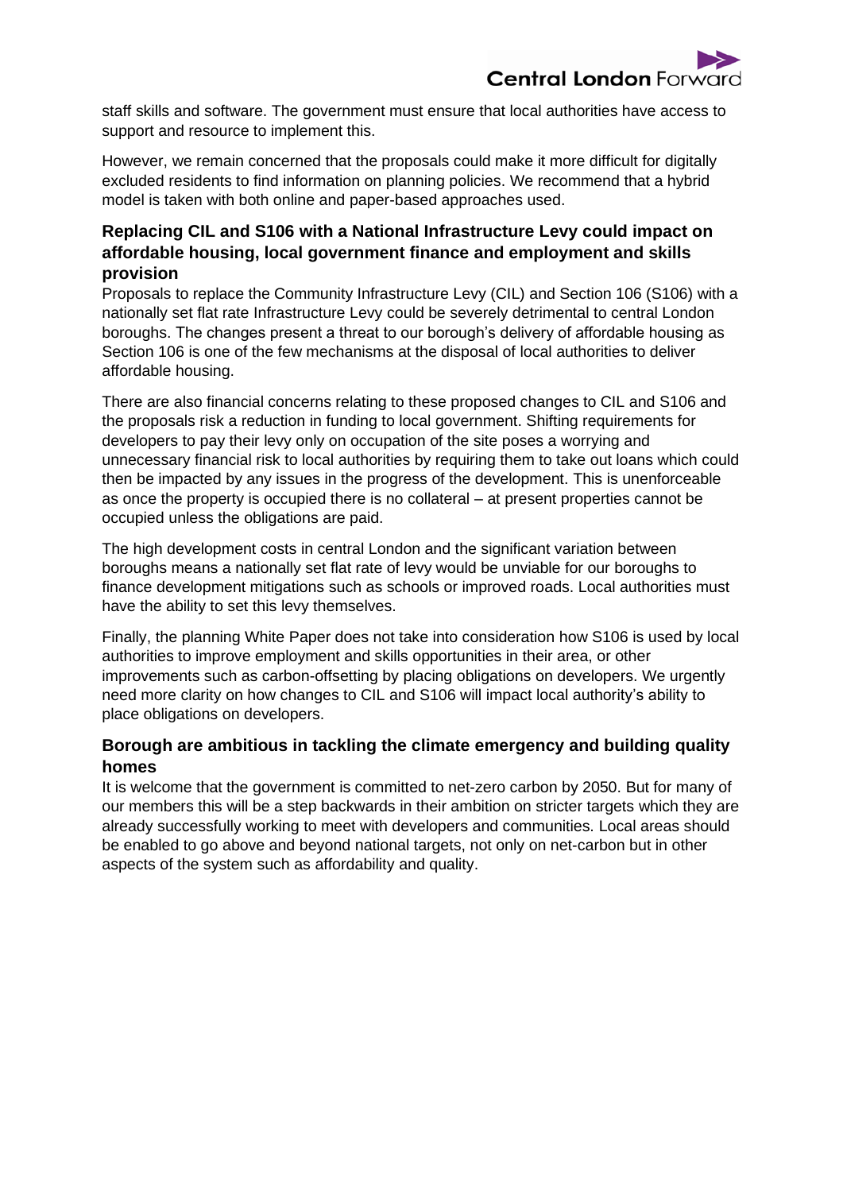staff skills and software. The government must ensure that local authorities have access to support and resource to implement this.

However, we remain concerned that the proposals could make it more difficult for digitally excluded residents to find information on planning policies. We recommend that a hybrid model is taken with both online and paper-based approaches used.

### Replacing CIL and S106 with a National Infrastructure Levy could impact on affordable housing, local government finance and employment and skills provision

Proposals to replace the Community Infrastructure Levy (CIL) and Section 106 (S106) with a nationally set flat rate Infrastructure Levy could be severely detrimental to central London boroughs. The changes present a threat to our borough's delivery of affordable housing as Section 106 is one of the few mechanisms at the disposal of local authorities to deliver affordable housing.

There are also financial concerns relating to these proposed changes to CIL and S106 and the proposals risk a reduction in funding to local government. Shifting requirements for developers to pay their levy only on occupation of the site poses a worrying and unnecessary financial risk to local authorities by requiring them to take out loans which could then be impacted by any issues in the progress of the development. This is unenforceable as once the property is occupied there is no collateral – at present properties cannot be occupied unless the obligations are paid.

The high development costs in central London and the significant variation between boroughs means a nationally set flat rate of levy would be unviable for our boroughs to finance development mitigations such as schools or improved roads. Local authorities must have the ability to set this levy themselves.

Finally, the planning White Paper does not take into consideration how S106 is used by local authorities to improve employment and skills opportunities in their area, or other improvements such as carbon-offsetting by placing obligations on developers. We urgently need more clarity on how changes to CIL and S106 will impact local authority's ability to place obligations on developers.

### Borough are ambitious in tackling the climate emergency and building quality homes

It is welcome that the government is committed to net-zero carbon by 2050. But for many of our members this will be a step backwards in their ambition on stricter targets which they are already successfully working to meet with developers and communities. Local areas should be enabled to go above and beyond national targets, not only on net-carbon but in other aspects of the system such as affordability and quality.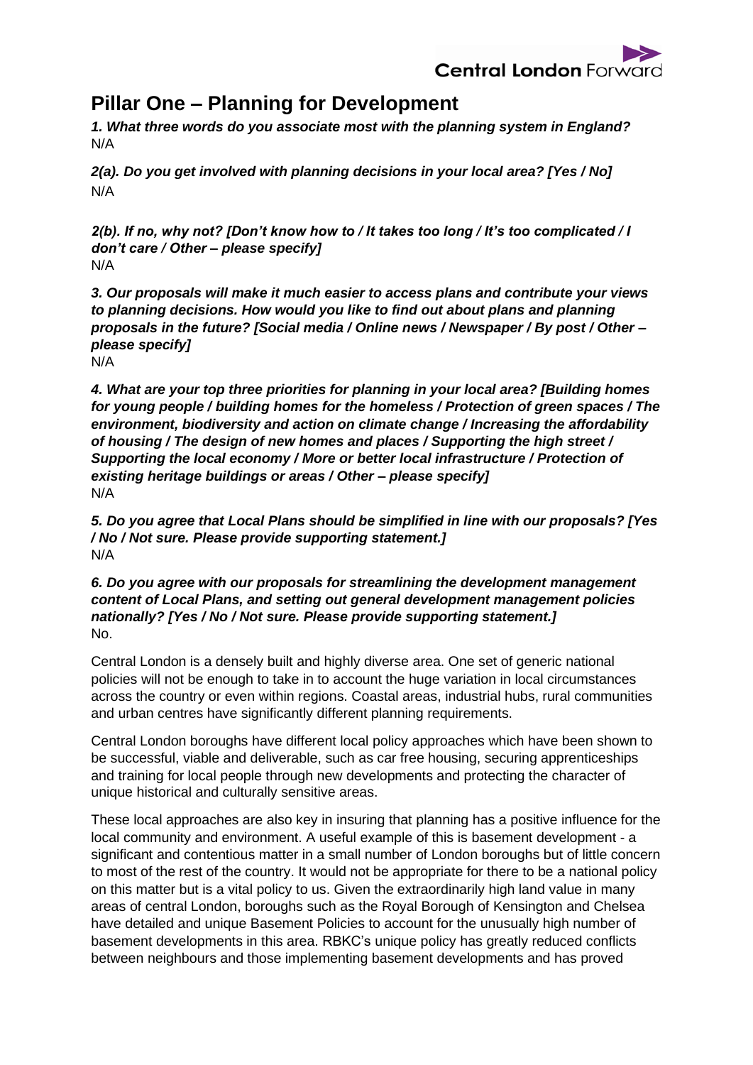# Pillar One – Planning for Development

***1. What three words do you associate most with the planning system in England?***
N/A

***2(a). Do you get involved with planning decisions in your local area? [Yes / No]***
N/A

***2(b). If no, why not? [Don't know how to / It takes too long / It's too complicated / I don't care / Other – please specify]***
N/A

***3. Our proposals will make it much easier to access plans and contribute your views to planning decisions. How would you like to find out about plans and planning proposals in the future? [Social media / Online news / Newspaper / By post / Other – please specify]***
N/A

***4. What are your top three priorities for planning in your local area? [Building homes for young people / building homes for the homeless / Protection of green spaces / The environment, biodiversity and action on climate change / Increasing the affordability of housing / The design of new homes and places / Supporting the high street / Supporting the local economy / More or better local infrastructure / Protection of existing heritage buildings or areas / Other – please specify]***
N/A

***5. Do you agree that Local Plans should be simplified in line with our proposals? [Yes / No / Not sure. Please provide supporting statement.]***
N/A

***6. Do you agree with our proposals for streamlining the development management content of Local Plans, and setting out general development management policies nationally? [Yes / No / Not sure. Please provide supporting statement.]***
No.

Central London is a densely built and highly diverse area. One set of generic national policies will not be enough to take in to account the huge variation in local circumstances across the country or even within regions. Coastal areas, industrial hubs, rural communities and urban centres have significantly different planning requirements.

Central London boroughs have different local policy approaches which have been shown to be successful, viable and deliverable, such as car free housing, securing apprenticeships and training for local people through new developments and protecting the character of unique historical and culturally sensitive areas.

These local approaches are also key in insuring that planning has a positive influence for the local community and environment. A useful example of this is basement development - a significant and contentious matter in a small number of London boroughs but of little concern to most of the rest of the country. It would not be appropriate for there to be a national policy on this matter but is a vital policy to us. Given the extraordinarily high land value in many areas of central London, boroughs such as the Royal Borough of Kensington and Chelsea have detailed and unique Basement Policies to account for the unusually high number of basement developments in this area. RBKC's unique policy has greatly reduced conflicts between neighbours and those implementing basement developments and has proved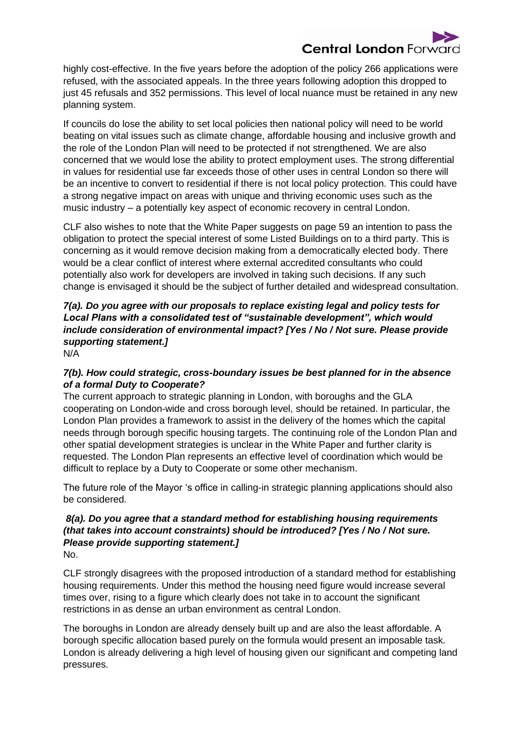highly cost-effective. In the five years before the adoption of the policy 266 applications were refused, with the associated appeals. In the three years following adoption this dropped to just 45 refusals and 352 permissions. This level of local nuance must be retained in any new planning system.

If councils do lose the ability to set local policies then national policy will need to be world beating on vital issues such as climate change, affordable housing and inclusive growth and the role of the London Plan will need to be protected if not strengthened. We are also concerned that we would lose the ability to protect employment uses. The strong differential in values for residential use far exceeds those of other uses in central London so there will be an incentive to convert to residential if there is not local policy protection. This could have a strong negative impact on areas with unique and thriving economic uses such as the music industry – a potentially key aspect of economic recovery in central London.

CLF also wishes to note that the White Paper suggests on page 59 an intention to pass the obligation to protect the special interest of some Listed Buildings on to a third party. This is concerning as it would remove decision making from a democratically elected body. There would be a clear conflict of interest where external accredited consultants who could potentially also work for developers are involved in taking such decisions. If any such change is envisaged it should be the subject of further detailed and widespread consultation.

***7(a). Do you agree with our proposals to replace existing legal and policy tests for Local Plans with a consolidated test of "sustainable development", which would include consideration of environmental impact? [Yes / No / Not sure. Please provide supporting statement.]***

N/A

***7(b). How could strategic, cross-boundary issues be best planned for in the absence of a formal Duty to Cooperate?***

The current approach to strategic planning in London, with boroughs and the GLA cooperating on London-wide and cross borough level, should be retained. In particular, the London Plan provides a framework to assist in the delivery of the homes which the capital needs through borough specific housing targets. The continuing role of the London Plan and other spatial development strategies is unclear in the White Paper and further clarity is requested. The London Plan represents an effective level of coordination which would be difficult to replace by a Duty to Cooperate or some other mechanism.

The future role of the Mayor 's office in calling-in strategic planning applications should also be considered.

***8(a). Do you agree that a standard method for establishing housing requirements (that takes into account constraints) should be introduced? [Yes / No / Not sure. Please provide supporting statement.]***

No.

CLF strongly disagrees with the proposed introduction of a standard method for establishing housing requirements. Under this method the housing need figure would increase several times over, rising to a figure which clearly does not take in to account the significant restrictions in as dense an urban environment as central London.

The boroughs in London are already densely built up and are also the least affordable. A borough specific allocation based purely on the formula would present an imposable task. London is already delivering a high level of housing given our significant and competing land pressures.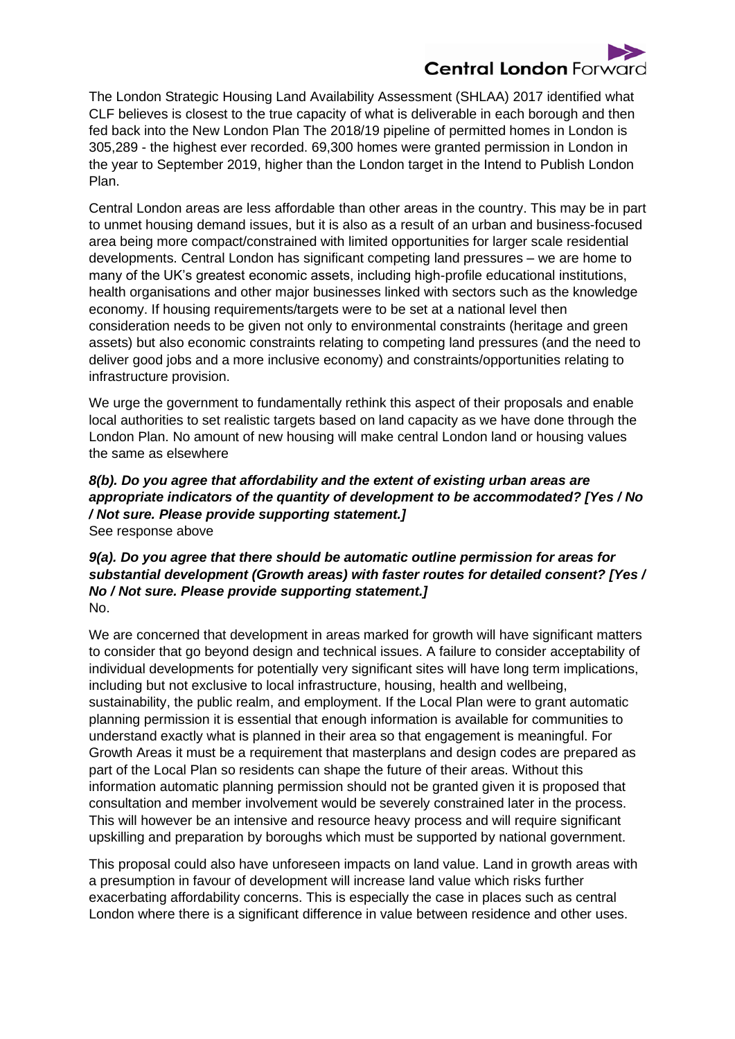The London Strategic Housing Land Availability Assessment (SHLAA) 2017 identified what CLF believes is closest to the true capacity of what is deliverable in each borough and then fed back into the New London Plan The 2018/19 pipeline of permitted homes in London is 305,289 - the highest ever recorded. 69,300 homes were granted permission in London in the year to September 2019, higher than the London target in the Intend to Publish London Plan.

Central London areas are less affordable than other areas in the country. This may be in part to unmet housing demand issues, but it is also as a result of an urban and business-focused area being more compact/constrained with limited opportunities for larger scale residential developments. Central London has significant competing land pressures – we are home to many of the UK's greatest economic assets, including high-profile educational institutions, health organisations and other major businesses linked with sectors such as the knowledge economy. If housing requirements/targets were to be set at a national level then consideration needs to be given not only to environmental constraints (heritage and green assets) but also economic constraints relating to competing land pressures (and the need to deliver good jobs and a more inclusive economy) and constraints/opportunities relating to infrastructure provision.

We urge the government to fundamentally rethink this aspect of their proposals and enable local authorities to set realistic targets based on land capacity as we have done through the London Plan. No amount of new housing will make central London land or housing values the same as elsewhere

***8(b). Do you agree that affordability and the extent of existing urban areas are appropriate indicators of the quantity of development to be accommodated? [Yes / No / Not sure. Please provide supporting statement.]***

See response above

***9(a). Do you agree that there should be automatic outline permission for areas for substantial development (Growth areas) with faster routes for detailed consent? [Yes / No / Not sure. Please provide supporting statement.]***

No.

We are concerned that development in areas marked for growth will have significant matters to consider that go beyond design and technical issues. A failure to consider acceptability of individual developments for potentially very significant sites will have long term implications, including but not exclusive to local infrastructure, housing, health and wellbeing, sustainability, the public realm, and employment. If the Local Plan were to grant automatic planning permission it is essential that enough information is available for communities to understand exactly what is planned in their area so that engagement is meaningful. For Growth Areas it must be a requirement that masterplans and design codes are prepared as part of the Local Plan so residents can shape the future of their areas. Without this information automatic planning permission should not be granted given it is proposed that consultation and member involvement would be severely constrained later in the process. This will however be an intensive and resource heavy process and will require significant upskilling and preparation by boroughs which must be supported by national government.

This proposal could also have unforeseen impacts on land value. Land in growth areas with a presumption in favour of development will increase land value which risks further exacerbating affordability concerns. This is especially the case in places such as central London where there is a significant difference in value between residence and other uses.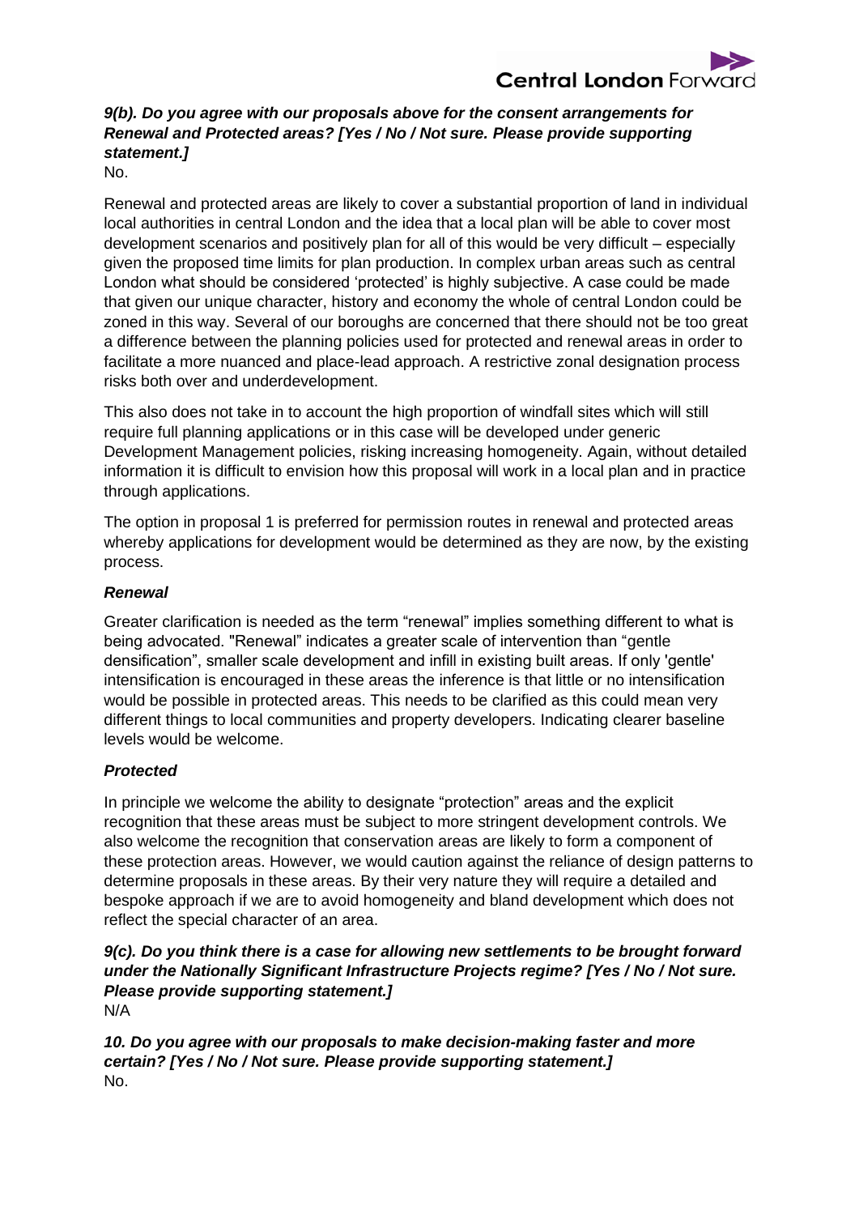***9(b). Do you agree with our proposals above for the consent arrangements for Renewal and Protected areas? [Yes / No / Not sure. Please provide supporting statement.]***

No.

Renewal and protected areas are likely to cover a substantial proportion of land in individual local authorities in central London and the idea that a local plan will be able to cover most development scenarios and positively plan for all of this would be very difficult – especially given the proposed time limits for plan production. In complex urban areas such as central London what should be considered 'protected' is highly subjective. A case could be made that given our unique character, history and economy the whole of central London could be zoned in this way. Several of our boroughs are concerned that there should not be too great a difference between the planning policies used for protected and renewal areas in order to facilitate a more nuanced and place-lead approach. A restrictive zonal designation process risks both over and underdevelopment.

This also does not take in to account the high proportion of windfall sites which will still require full planning applications or in this case will be developed under generic Development Management policies, risking increasing homogeneity. Again, without detailed information it is difficult to envision how this proposal will work in a local plan and in practice through applications.

The option in proposal 1 is preferred for permission routes in renewal and protected areas whereby applications for development would be determined as they are now, by the existing process.

***Renewal***

Greater clarification is needed as the term "renewal" implies something different to what is being advocated. "Renewal" indicates a greater scale of intervention than "gentle densification", smaller scale development and infill in existing built areas. If only 'gentle' intensification is encouraged in these areas the inference is that little or no intensification would be possible in protected areas. This needs to be clarified as this could mean very different things to local communities and property developers. Indicating clearer baseline levels would be welcome.

***Protected***

In principle we welcome the ability to designate "protection" areas and the explicit recognition that these areas must be subject to more stringent development controls. We also welcome the recognition that conservation areas are likely to form a component of these protection areas. However, we would caution against the reliance of design patterns to determine proposals in these areas. By their very nature they will require a detailed and bespoke approach if we are to avoid homogeneity and bland development which does not reflect the special character of an area.

***9(c). Do you think there is a case for allowing new settlements to be brought forward under the Nationally Significant Infrastructure Projects regime? [Yes / No / Not sure. Please provide supporting statement.]***

N/A

***10. Do you agree with our proposals to make decision-making faster and more certain? [Yes / No / Not sure. Please provide supporting statement.]***

No.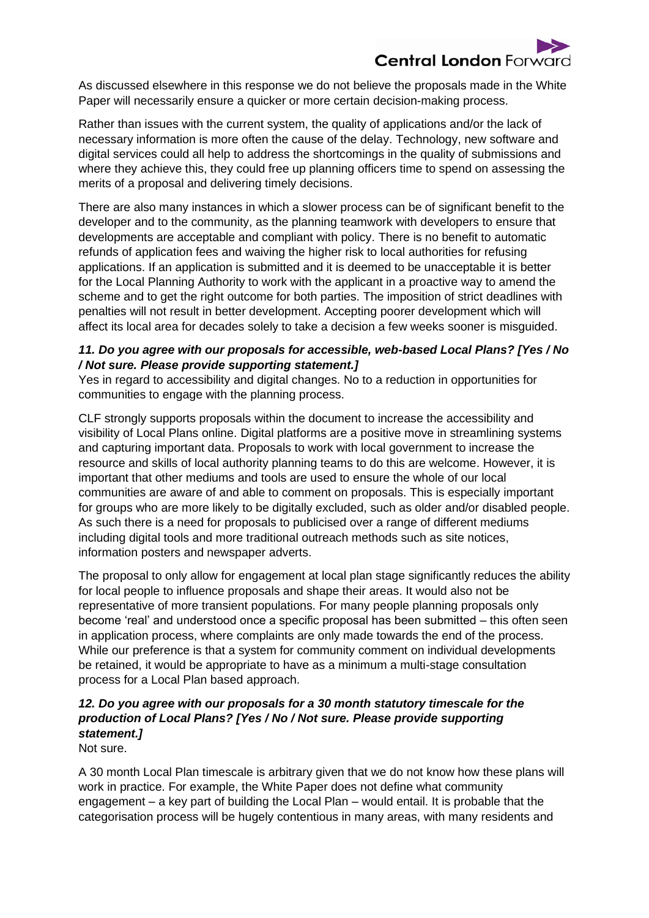As discussed elsewhere in this response we do not believe the proposals made in the White Paper will necessarily ensure a quicker or more certain decision-making process.

Rather than issues with the current system, the quality of applications and/or the lack of necessary information is more often the cause of the delay. Technology, new software and digital services could all help to address the shortcomings in the quality of submissions and where they achieve this, they could free up planning officers time to spend on assessing the merits of a proposal and delivering timely decisions.

There are also many instances in which a slower process can be of significant benefit to the developer and to the community, as the planning teamwork with developers to ensure that developments are acceptable and compliant with policy. There is no benefit to automatic refunds of application fees and waiving the higher risk to local authorities for refusing applications. If an application is submitted and it is deemed to be unacceptable it is better for the Local Planning Authority to work with the applicant in a proactive way to amend the scheme and to get the right outcome for both parties. The imposition of strict deadlines with penalties will not result in better development. Accepting poorer development which will affect its local area for decades solely to take a decision a few weeks sooner is misguided.

***11. Do you agree with our proposals for accessible, web-based Local Plans? [Yes / No / Not sure. Please provide supporting statement.]***

Yes in regard to accessibility and digital changes. No to a reduction in opportunities for communities to engage with the planning process.

CLF strongly supports proposals within the document to increase the accessibility and visibility of Local Plans online. Digital platforms are a positive move in streamlining systems and capturing important data. Proposals to work with local government to increase the resource and skills of local authority planning teams to do this are welcome. However, it is important that other mediums and tools are used to ensure the whole of our local communities are aware of and able to comment on proposals. This is especially important for groups who are more likely to be digitally excluded, such as older and/or disabled people. As such there is a need for proposals to publicised over a range of different mediums including digital tools and more traditional outreach methods such as site notices, information posters and newspaper adverts.

The proposal to only allow for engagement at local plan stage significantly reduces the ability for local people to influence proposals and shape their areas. It would also not be representative of more transient populations. For many people planning proposals only become 'real' and understood once a specific proposal has been submitted – this often seen in application process, where complaints are only made towards the end of the process. While our preference is that a system for community comment on individual developments be retained, it would be appropriate to have as a minimum a multi-stage consultation process for a Local Plan based approach.

***12. Do you agree with our proposals for a 30 month statutory timescale for the production of Local Plans? [Yes / No / Not sure. Please provide supporting statement.]***

Not sure.

A 30 month Local Plan timescale is arbitrary given that we do not know how these plans will work in practice. For example, the White Paper does not define what community engagement – a key part of building the Local Plan – would entail. It is probable that the categorisation process will be hugely contentious in many areas, with many residents and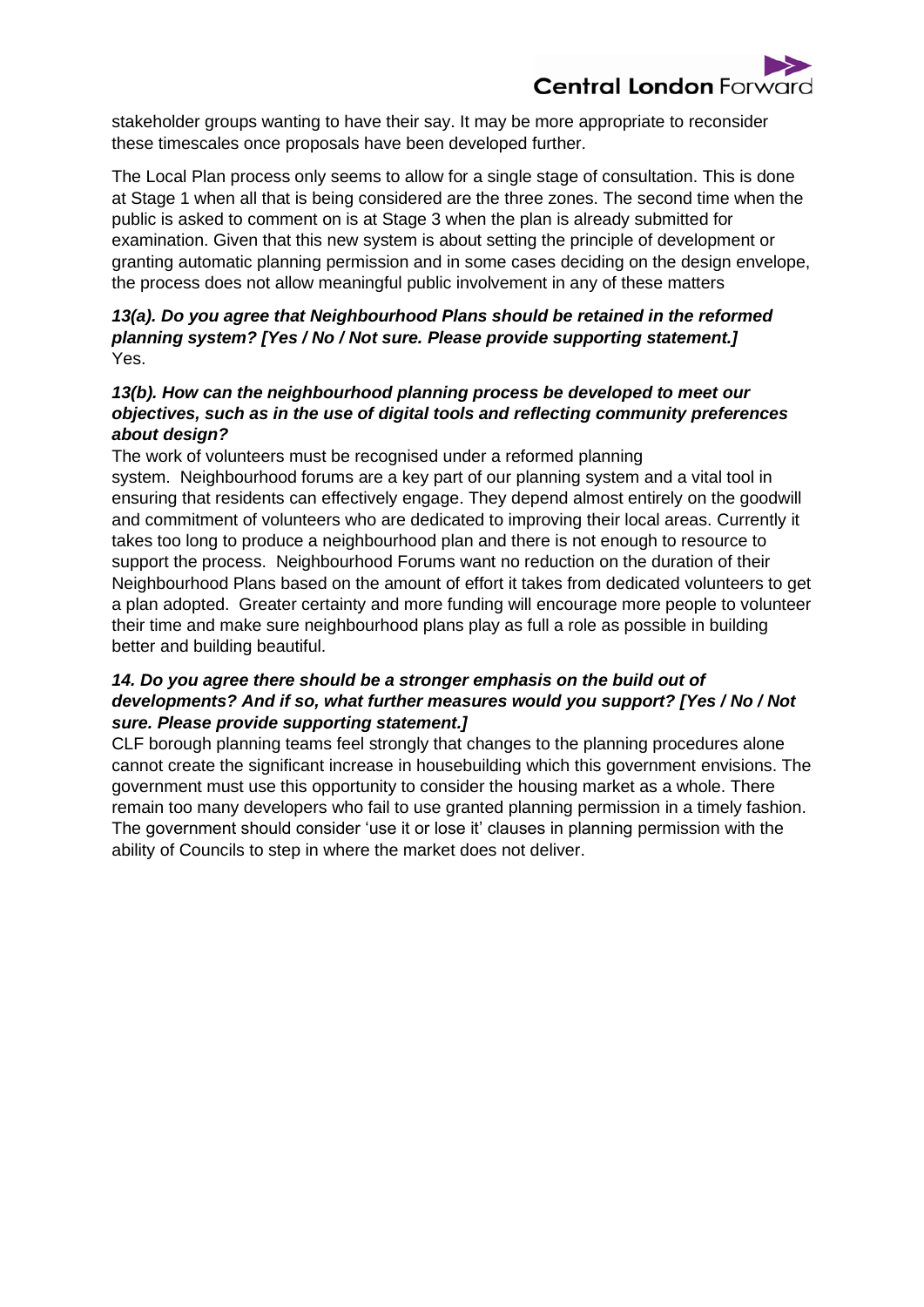stakeholder groups wanting to have their say. It may be more appropriate to reconsider these timescales once proposals have been developed further.

The Local Plan process only seems to allow for a single stage of consultation. This is done at Stage 1 when all that is being considered are the three zones. The second time when the public is asked to comment on is at Stage 3 when the plan is already submitted for examination. Given that this new system is about setting the principle of development or granting automatic planning permission and in some cases deciding on the design envelope, the process does not allow meaningful public involvement in any of these matters

***13(a). Do you agree that Neighbourhood Plans should be retained in the reformed planning system? [Yes / No / Not sure. Please provide supporting statement.]***

Yes.

***13(b). How can the neighbourhood planning process be developed to meet our objectives, such as in the use of digital tools and reflecting community preferences about design?***

The work of volunteers must be recognised under a reformed planning system. Neighbourhood forums are a key part of our planning system and a vital tool in ensuring that residents can effectively engage. They depend almost entirely on the goodwill and commitment of volunteers who are dedicated to improving their local areas. Currently it takes too long to produce a neighbourhood plan and there is not enough to resource to support the process. Neighbourhood Forums want no reduction on the duration of their Neighbourhood Plans based on the amount of effort it takes from dedicated volunteers to get a plan adopted. Greater certainty and more funding will encourage more people to volunteer their time and make sure neighbourhood plans play as full a role as possible in building better and building beautiful.

***14. Do you agree there should be a stronger emphasis on the build out of developments? And if so, what further measures would you support? [Yes / No / Not sure. Please provide supporting statement.]***

CLF borough planning teams feel strongly that changes to the planning procedures alone cannot create the significant increase in housebuilding which this government envisions. The government must use this opportunity to consider the housing market as a whole. There remain too many developers who fail to use granted planning permission in a timely fashion. The government should consider 'use it or lose it' clauses in planning permission with the ability of Councils to step in where the market does not deliver.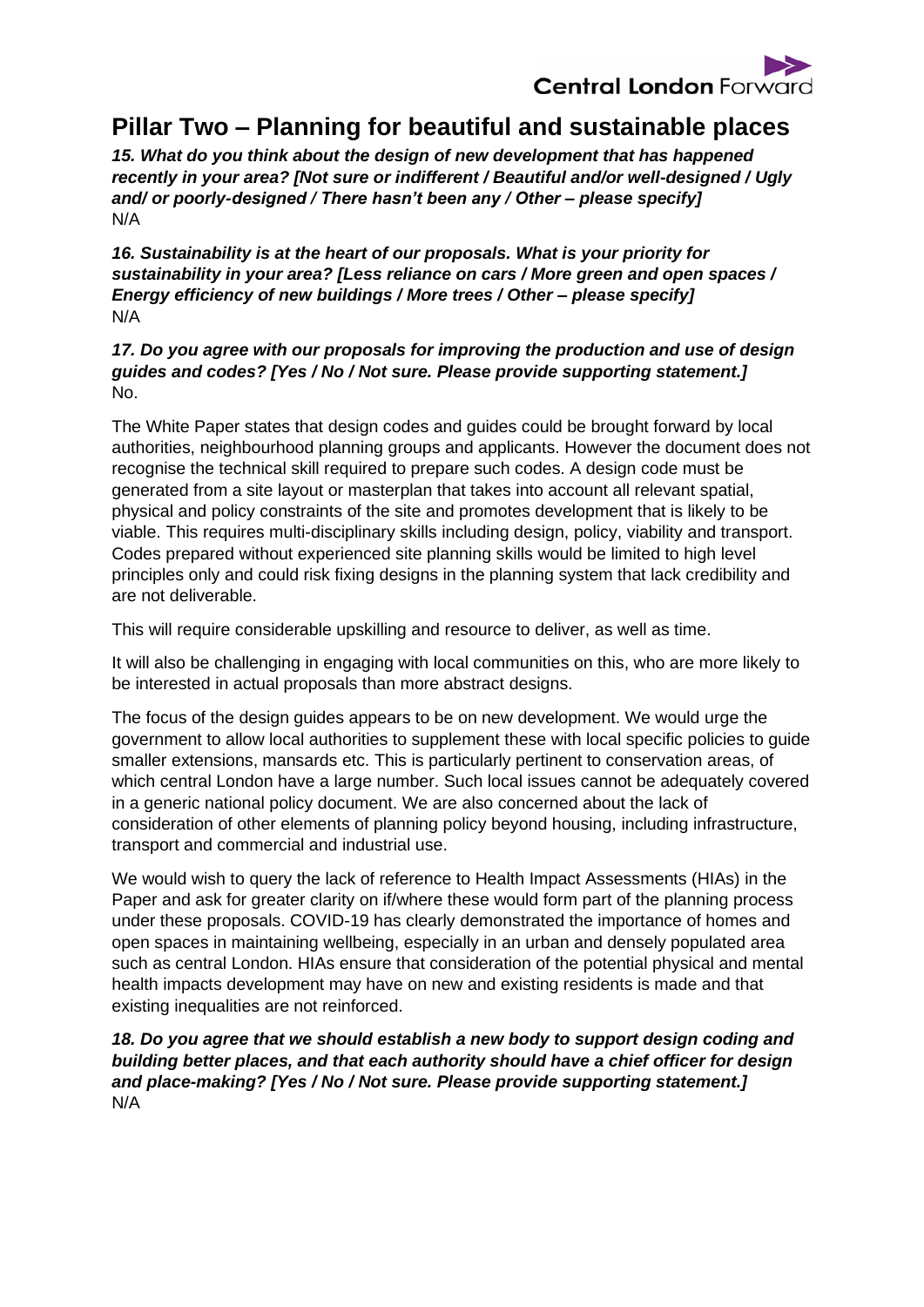## Pillar Two – Planning for beautiful and sustainable places

***15. What do you think about the design of new development that has happened recently in your area? [Not sure or indifferent / Beautiful and/or well-designed / Ugly and/ or poorly-designed / There hasn't been any / Other – please specify]***
N/A

***16. Sustainability is at the heart of our proposals. What is your priority for sustainability in your area? [Less reliance on cars / More green and open spaces / Energy efficiency of new buildings / More trees / Other – please specify]***
N/A

***17. Do you agree with our proposals for improving the production and use of design guides and codes? [Yes / No / Not sure. Please provide supporting statement.]***
No.

The White Paper states that design codes and guides could be brought forward by local authorities, neighbourhood planning groups and applicants. However the document does not recognise the technical skill required to prepare such codes. A design code must be generated from a site layout or masterplan that takes into account all relevant spatial, physical and policy constraints of the site and promotes development that is likely to be viable. This requires multi-disciplinary skills including design, policy, viability and transport. Codes prepared without experienced site planning skills would be limited to high level principles only and could risk fixing designs in the planning system that lack credibility and are not deliverable.

This will require considerable upskilling and resource to deliver, as well as time.

It will also be challenging in engaging with local communities on this, who are more likely to be interested in actual proposals than more abstract designs.

The focus of the design guides appears to be on new development. We would urge the government to allow local authorities to supplement these with local specific policies to guide smaller extensions, mansards etc. This is particularly pertinent to conservation areas, of which central London have a large number. Such local issues cannot be adequately covered in a generic national policy document. We are also concerned about the lack of consideration of other elements of planning policy beyond housing, including infrastructure, transport and commercial and industrial use.

We would wish to query the lack of reference to Health Impact Assessments (HIAs) in the Paper and ask for greater clarity on if/where these would form part of the planning process under these proposals. COVID-19 has clearly demonstrated the importance of homes and open spaces in maintaining wellbeing, especially in an urban and densely populated area such as central London. HIAs ensure that consideration of the potential physical and mental health impacts development may have on new and existing residents is made and that existing inequalities are not reinforced.

***18. Do you agree that we should establish a new body to support design coding and building better places, and that each authority should have a chief officer for design and place-making? [Yes / No / Not sure. Please provide supporting statement.]***
N/A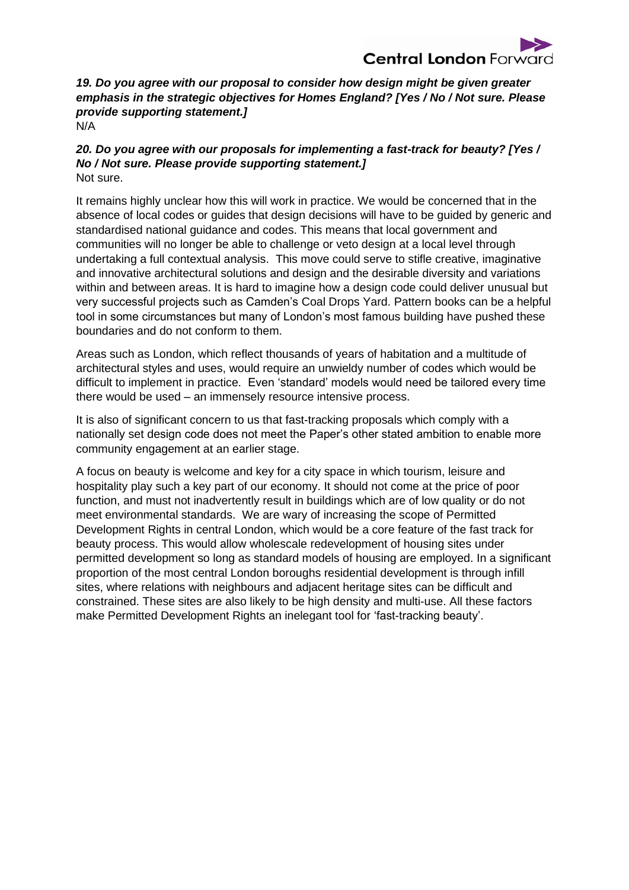***19. Do you agree with our proposal to consider how design might be given greater emphasis in the strategic objectives for Homes England? [Yes / No / Not sure. Please provide supporting statement.]***

N/A

***20. Do you agree with our proposals for implementing a fast-track for beauty? [Yes / No / Not sure. Please provide supporting statement.]***

Not sure.

It remains highly unclear how this will work in practice. We would be concerned that in the absence of local codes or guides that design decisions will have to be guided by generic and standardised national guidance and codes. This means that local government and communities will no longer be able to challenge or veto design at a local level through undertaking a full contextual analysis. This move could serve to stifle creative, imaginative and innovative architectural solutions and design and the desirable diversity and variations within and between areas. It is hard to imagine how a design code could deliver unusual but very successful projects such as Camden's Coal Drops Yard. Pattern books can be a helpful tool in some circumstances but many of London's most famous building have pushed these boundaries and do not conform to them.

Areas such as London, which reflect thousands of years of habitation and a multitude of architectural styles and uses, would require an unwieldy number of codes which would be difficult to implement in practice. Even 'standard' models would need be tailored every time there would be used – an immensely resource intensive process.

It is also of significant concern to us that fast-tracking proposals which comply with a nationally set design code does not meet the Paper's other stated ambition to enable more community engagement at an earlier stage.

A focus on beauty is welcome and key for a city space in which tourism, leisure and hospitality play such a key part of our economy. It should not come at the price of poor function, and must not inadvertently result in buildings which are of low quality or do not meet environmental standards. We are wary of increasing the scope of Permitted Development Rights in central London, which would be a core feature of the fast track for beauty process. This would allow wholescale redevelopment of housing sites under permitted development so long as standard models of housing are employed. In a significant proportion of the most central London boroughs residential development is through infill sites, where relations with neighbours and adjacent heritage sites can be difficult and constrained. These sites are also likely to be high density and multi-use. All these factors make Permitted Development Rights an inelegant tool for 'fast-tracking beauty'.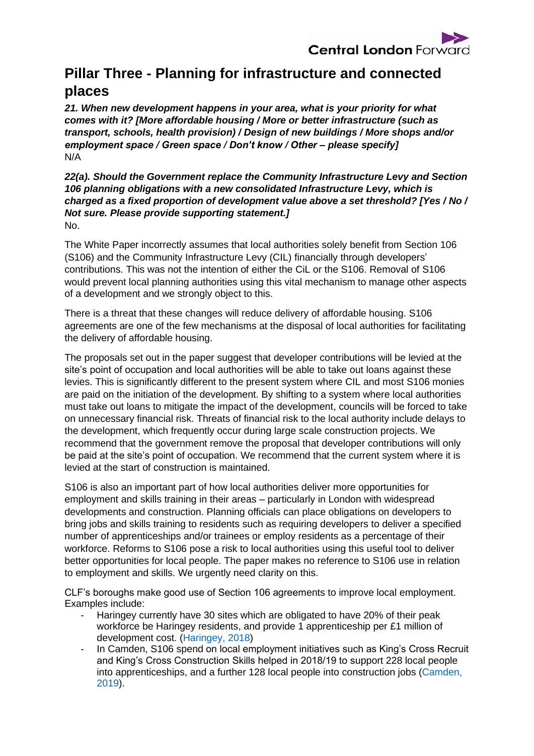# Pillar Three - Planning for infrastructure and connected places

***21. When new development happens in your area, what is your priority for what comes with it? [More affordable housing / More or better infrastructure (such as transport, schools, health provision) / Design of new buildings / More shops and/or employment space / Green space / Don't know / Other – please specify]***

N/A

***22(a). Should the Government replace the Community Infrastructure Levy and Section 106 planning obligations with a new consolidated Infrastructure Levy, which is charged as a fixed proportion of development value above a set threshold? [Yes / No / Not sure. Please provide supporting statement.]***

No.

The White Paper incorrectly assumes that local authorities solely benefit from Section 106 (S106) and the Community Infrastructure Levy (CIL) financially through developers' contributions. This was not the intention of either the CiL or the S106. Removal of S106 would prevent local planning authorities using this vital mechanism to manage other aspects of a development and we strongly object to this.

There is a threat that these changes will reduce delivery of affordable housing. S106 agreements are one of the few mechanisms at the disposal of local authorities for facilitating the delivery of affordable housing.

The proposals set out in the paper suggest that developer contributions will be levied at the site's point of occupation and local authorities will be able to take out loans against these levies. This is significantly different to the present system where CIL and most S106 monies are paid on the initiation of the development. By shifting to a system where local authorities must take out loans to mitigate the impact of the development, councils will be forced to take on unnecessary financial risk. Threats of financial risk to the local authority include delays to the development, which frequently occur during large scale construction projects. We recommend that the government remove the proposal that developer contributions will only be paid at the site's point of occupation. We recommend that the current system where it is levied at the start of construction is maintained.

S106 is also an important part of how local authorities deliver more opportunities for employment and skills training in their areas – particularly in London with widespread developments and construction. Planning officials can place obligations on developers to bring jobs and skills training to residents such as requiring developers to deliver a specified number of apprenticeships and/or trainees or employ residents as a percentage of their workforce. Reforms to S106 pose a risk to local authorities using this useful tool to deliver better opportunities for local people. The paper makes no reference to S106 use in relation to employment and skills. We urgently need clarity on this.

CLF's boroughs make good use of Section 106 agreements to improve local employment. Examples include:

- Haringey currently have 30 sites which are obligated to have 20% of their peak workforce be Haringey residents, and provide 1 apprenticeship per £1 million of development cost. (Haringey, 2018)
- In Camden, S106 spend on local employment initiatives such as King's Cross Recruit and King's Cross Construction Skills helped in 2018/19 to support 228 local people into apprenticeships, and a further 128 local people into construction jobs (Camden, 2019).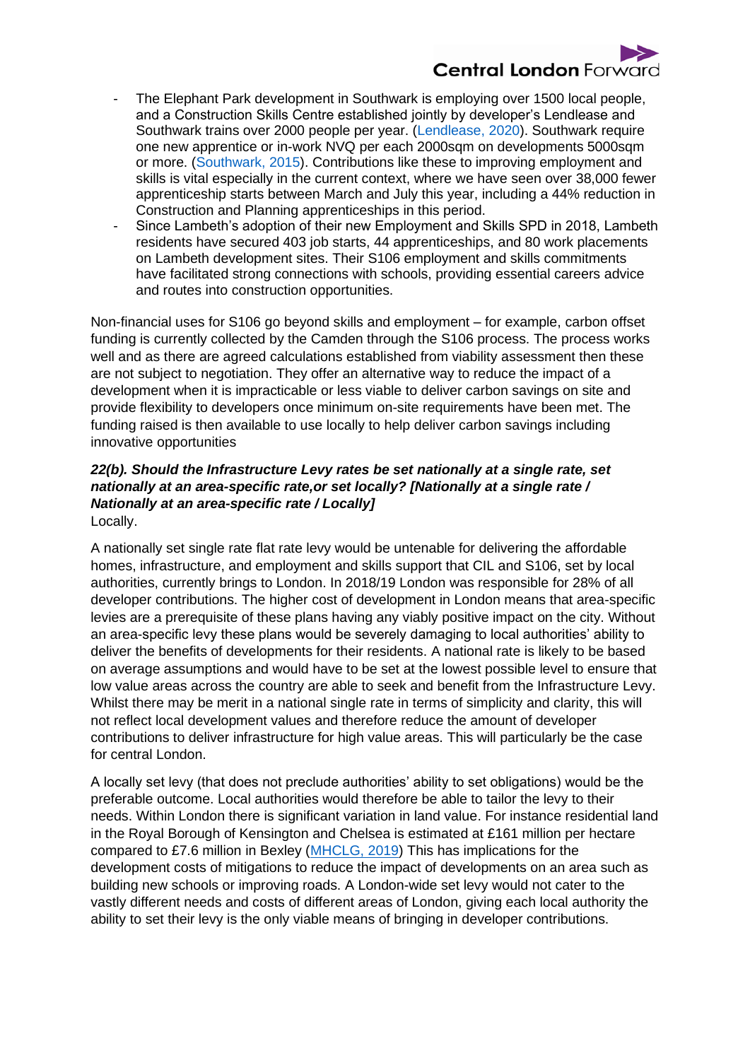- The Elephant Park development in Southwark is employing over 1500 local people, and a Construction Skills Centre established jointly by developer's Lendlease and Southwark trains over 2000 people per year. (Lendlease, 2020). Southwark require one new apprentice or in-work NVQ per each 2000sqm on developments 5000sqm or more. (Southwark, 2015). Contributions like these to improving employment and skills is vital especially in the current context, where we have seen over 38,000 fewer apprenticeship starts between March and July this year, including a 44% reduction in Construction and Planning apprenticeships in this period.
- Since Lambeth's adoption of their new Employment and Skills SPD in 2018, Lambeth residents have secured 403 job starts, 44 apprenticeships, and 80 work placements on Lambeth development sites. Their S106 employment and skills commitments have facilitated strong connections with schools, providing essential careers advice and routes into construction opportunities.

Non-financial uses for S106 go beyond skills and employment – for example, carbon offset funding is currently collected by the Camden through the S106 process. The process works well and as there are agreed calculations established from viability assessment then these are not subject to negotiation. They offer an alternative way to reduce the impact of a development when it is impracticable or less viable to deliver carbon savings on site and provide flexibility to developers once minimum on-site requirements have been met. The funding raised is then available to use locally to help deliver carbon savings including innovative opportunities

***22(b). Should the Infrastructure Levy rates be set nationally at a single rate, set nationally at an area-specific rate,or set locally? [Nationally at a single rate / Nationally at an area-specific rate / Locally]***

Locally.

A nationally set single rate flat rate levy would be untenable for delivering the affordable homes, infrastructure, and employment and skills support that CIL and S106, set by local authorities, currently brings to London. In 2018/19 London was responsible for 28% of all developer contributions. The higher cost of development in London means that area-specific levies are a prerequisite of these plans having any viably positive impact on the city. Without an area-specific levy these plans would be severely damaging to local authorities' ability to deliver the benefits of developments for their residents. A national rate is likely to be based on average assumptions and would have to be set at the lowest possible level to ensure that low value areas across the country are able to seek and benefit from the Infrastructure Levy. Whilst there may be merit in a national single rate in terms of simplicity and clarity, this will not reflect local development values and therefore reduce the amount of developer contributions to deliver infrastructure for high value areas. This will particularly be the case for central London.

A locally set levy (that does not preclude authorities' ability to set obligations) would be the preferable outcome. Local authorities would therefore be able to tailor the levy to their needs. Within London there is significant variation in land value. For instance residential land in the Royal Borough of Kensington and Chelsea is estimated at £161 million per hectare compared to £7.6 million in Bexley (MHCLG, 2019) This has implications for the development costs of mitigations to reduce the impact of developments on an area such as building new schools or improving roads. A London-wide set levy would not cater to the vastly different needs and costs of different areas of London, giving each local authority the ability to set their levy is the only viable means of bringing in developer contributions.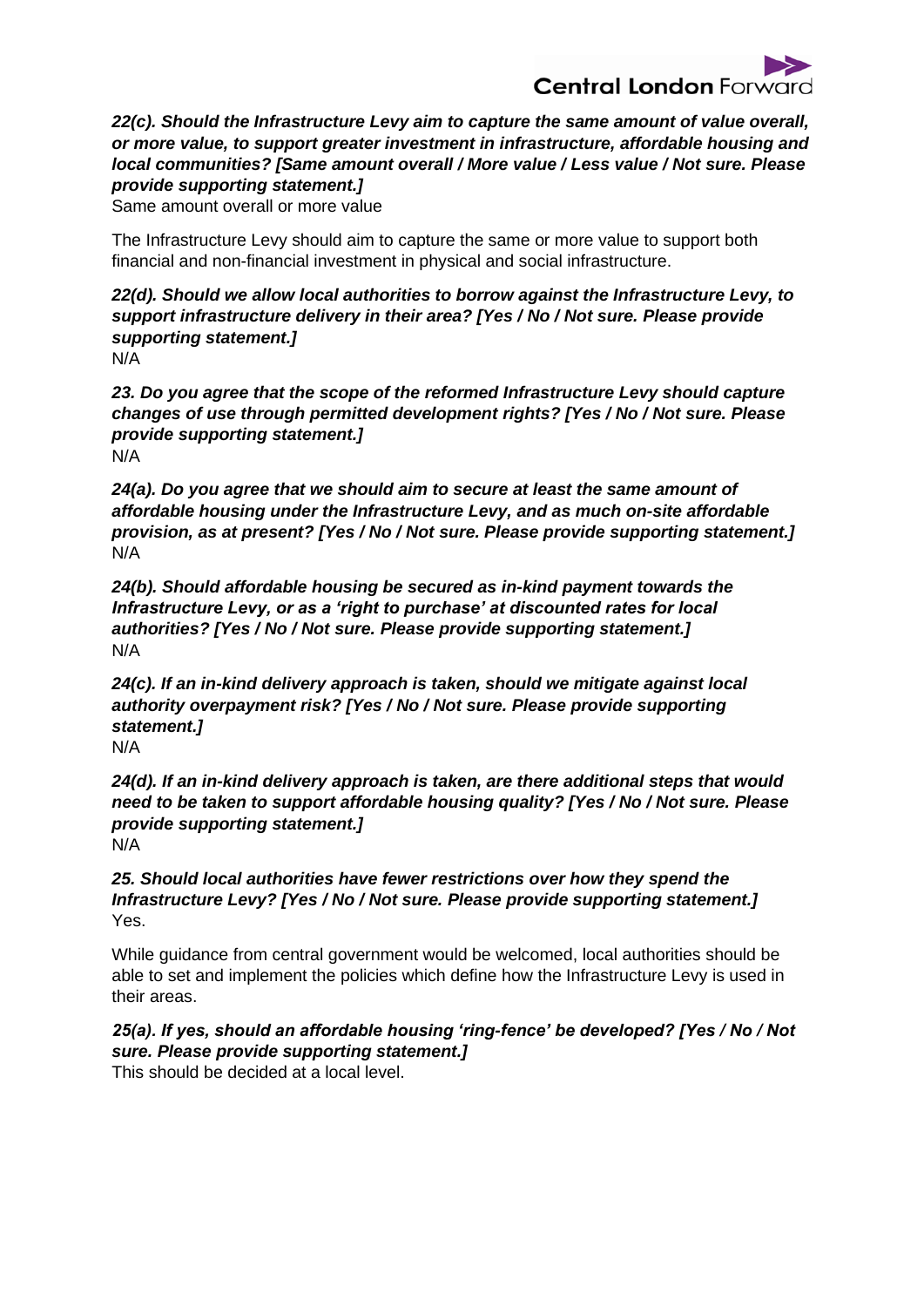***22(c). Should the Infrastructure Levy aim to capture the same amount of value overall, or more value, to support greater investment in infrastructure, affordable housing and local communities? [Same amount overall / More value / Less value / Not sure. Please provide supporting statement.]***

Same amount overall or more value

The Infrastructure Levy should aim to capture the same or more value to support both financial and non-financial investment in physical and social infrastructure.

***22(d). Should we allow local authorities to borrow against the Infrastructure Levy, to support infrastructure delivery in their area? [Yes / No / Not sure. Please provide supporting statement.]***

N/A

***23. Do you agree that the scope of the reformed Infrastructure Levy should capture changes of use through permitted development rights? [Yes / No / Not sure. Please provide supporting statement.]***

N/A

***24(a). Do you agree that we should aim to secure at least the same amount of affordable housing under the Infrastructure Levy, and as much on-site affordable provision, as at present? [Yes / No / Not sure. Please provide supporting statement.]***

N/A

***24(b). Should affordable housing be secured as in-kind payment towards the Infrastructure Levy, or as a 'right to purchase' at discounted rates for local authorities? [Yes / No / Not sure. Please provide supporting statement.]***

N/A

***24(c). If an in-kind delivery approach is taken, should we mitigate against local authority overpayment risk? [Yes / No / Not sure. Please provide supporting statement.]***

N/A

***24(d). If an in-kind delivery approach is taken, are there additional steps that would need to be taken to support affordable housing quality? [Yes / No / Not sure. Please provide supporting statement.]***

N/A

***25. Should local authorities have fewer restrictions over how they spend the Infrastructure Levy? [Yes / No / Not sure. Please provide supporting statement.]***

Yes.

While guidance from central government would be welcomed, local authorities should be able to set and implement the policies which define how the Infrastructure Levy is used in their areas.

***25(a). If yes, should an affordable housing 'ring-fence' be developed? [Yes / No / Not sure. Please provide supporting statement.]***

This should be decided at a local level.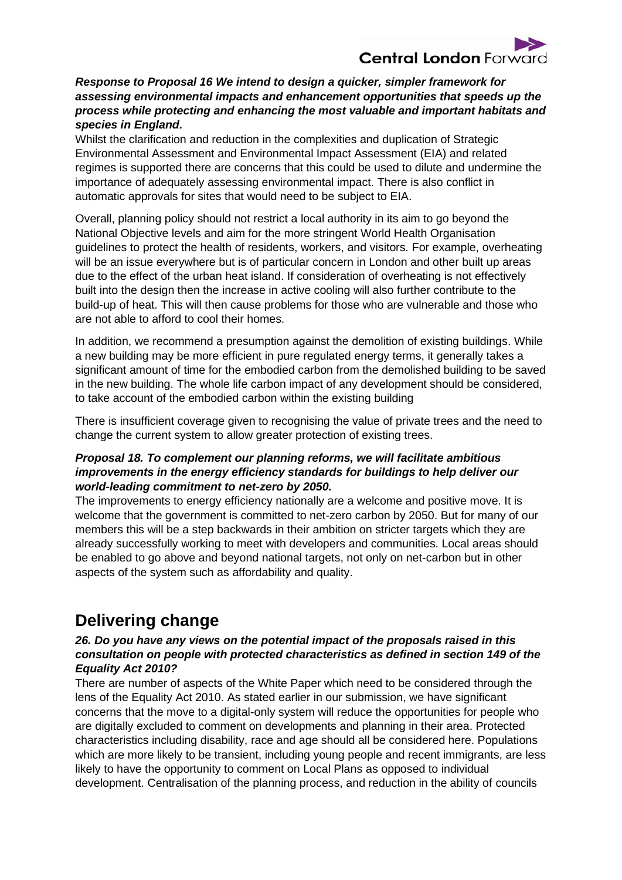***Response to Proposal 16 We intend to design a quicker, simpler framework for assessing environmental impacts and enhancement opportunities that speeds up the process while protecting and enhancing the most valuable and important habitats and species in England.***

Whilst the clarification and reduction in the complexities and duplication of Strategic Environmental Assessment and Environmental Impact Assessment (EIA) and related regimes is supported there are concerns that this could be used to dilute and undermine the importance of adequately assessing environmental impact. There is also conflict in automatic approvals for sites that would need to be subject to EIA.

Overall, planning policy should not restrict a local authority in its aim to go beyond the National Objective levels and aim for the more stringent World Health Organisation guidelines to protect the health of residents, workers, and visitors. For example, overheating will be an issue everywhere but is of particular concern in London and other built up areas due to the effect of the urban heat island. If consideration of overheating is not effectively built into the design then the increase in active cooling will also further contribute to the build-up of heat. This will then cause problems for those who are vulnerable and those who are not able to afford to cool their homes.

In addition, we recommend a presumption against the demolition of existing buildings. While a new building may be more efficient in pure regulated energy terms, it generally takes a significant amount of time for the embodied carbon from the demolished building to be saved in the new building. The whole life carbon impact of any development should be considered, to take account of the embodied carbon within the existing building

There is insufficient coverage given to recognising the value of private trees and the need to change the current system to allow greater protection of existing trees.

***Proposal 18. To complement our planning reforms, we will facilitate ambitious improvements in the energy efficiency standards for buildings to help deliver our world-leading commitment to net-zero by 2050.***

The improvements to energy efficiency nationally are a welcome and positive move. It is welcome that the government is committed to net-zero carbon by 2050. But for many of our members this will be a step backwards in their ambition on stricter targets which they are already successfully working to meet with developers and communities. Local areas should be enabled to go above and beyond national targets, not only on net-carbon but in other aspects of the system such as affordability and quality.

# Delivering change

***26. Do you have any views on the potential impact of the proposals raised in this consultation on people with protected characteristics as defined in section 149 of the Equality Act 2010?***

There are number of aspects of the White Paper which need to be considered through the lens of the Equality Act 2010. As stated earlier in our submission, we have significant concerns that the move to a digital-only system will reduce the opportunities for people who are digitally excluded to comment on developments and planning in their area. Protected characteristics including disability, race and age should all be considered here. Populations which are more likely to be transient, including young people and recent immigrants, are less likely to have the opportunity to comment on Local Plans as opposed to individual development. Centralisation of the planning process, and reduction in the ability of councils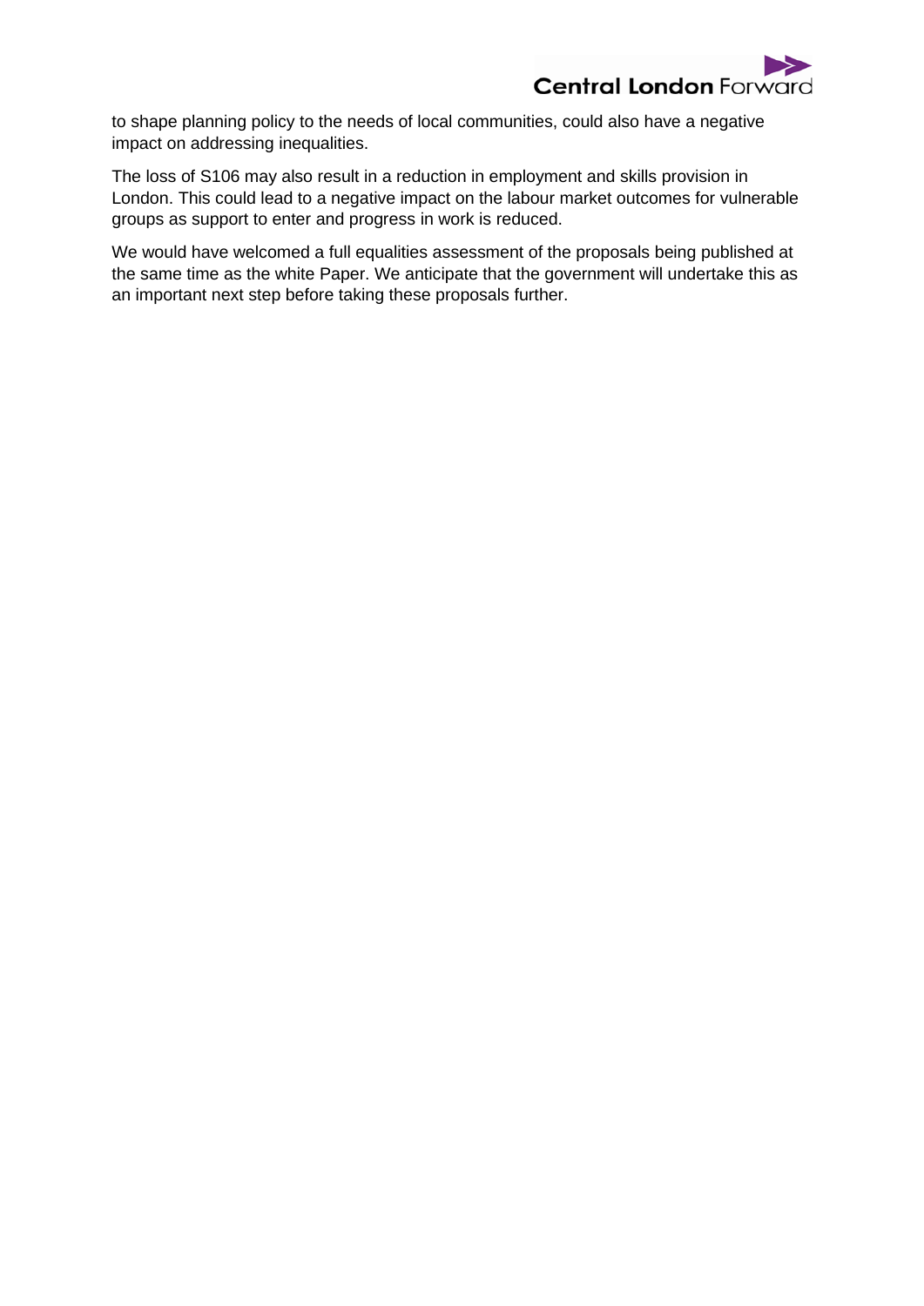to shape planning policy to the needs of local communities, could also have a negative impact on addressing inequalities.

The loss of S106 may also result in a reduction in employment and skills provision in London. This could lead to a negative impact on the labour market outcomes for vulnerable groups as support to enter and progress in work is reduced.

We would have welcomed a full equalities assessment of the proposals being published at the same time as the white Paper. We anticipate that the government will undertake this as an important next step before taking these proposals further.